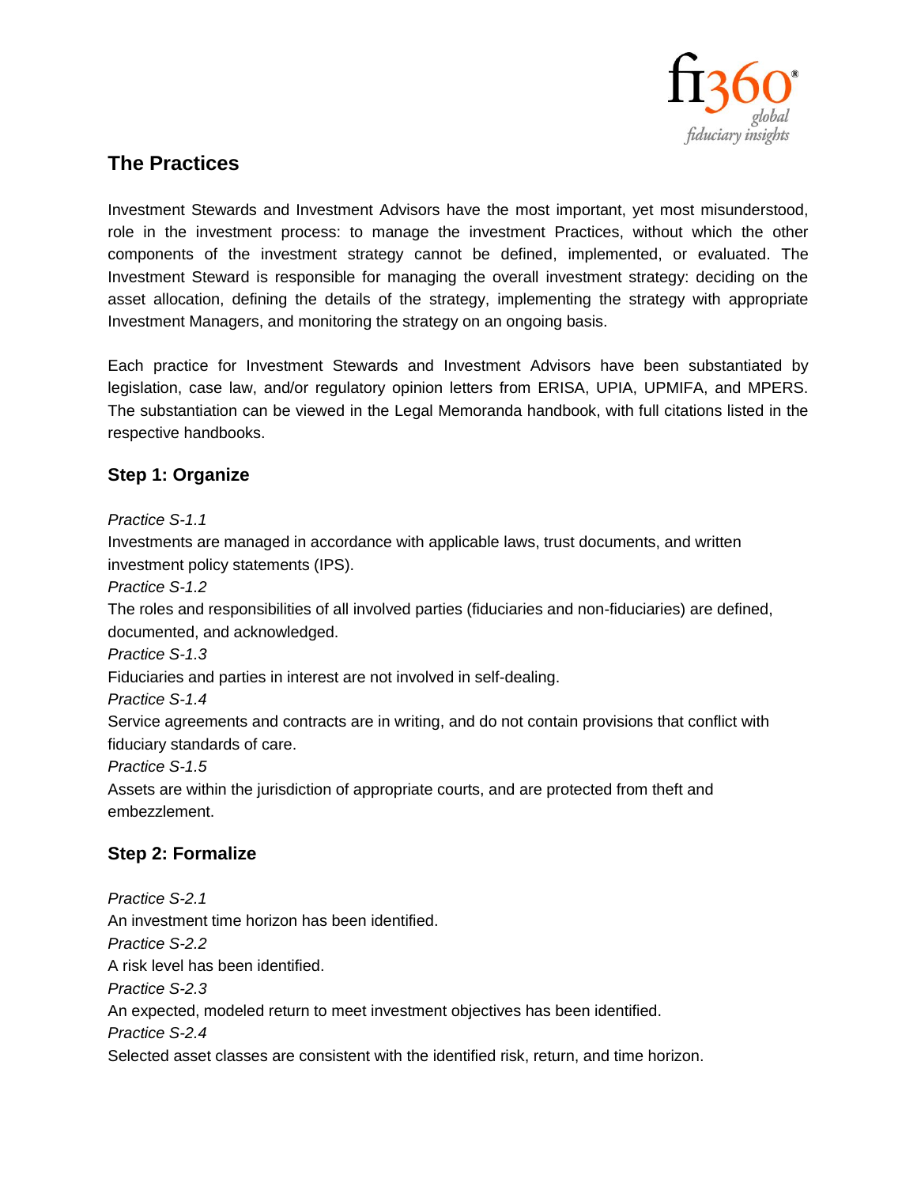## The Practices

Investment Stewards and Investment Advisors have the most important, yet most misunderstood, role in the investment process: to manage the investment Practices, without which the other components of the investment strategy cannot be defined, implemented, or evaluated. The Investment Steward is responsible for managing the overall investment strategy: deciding on the asset allocation, defining the details of the strategy, implementing the strategy with appropriate Investment Managers, and monitoring the strategy on an ongoing basis.

Each practice for Investment Stewards and Investment Advisors have been substantiated by legislation, case law, and/or regulatory opinion letters from ERISA, UPIA, UPMIFA, and MPERS. The substantiation can be viewed in the Legal Memoranda handbook, with full citations listed in the respective handbooks.

### Step 1: Organize

*Practice S-1.1*
Investments are managed in accordance with applicable laws, trust documents, and written investment policy statements (IPS).

*Practice S-1.2*
The roles and responsibilities of all involved parties (fiduciaries and non-fiduciaries) are defined, documented, and acknowledged.

*Practice S-1.3*
Fiduciaries and parties in interest are not involved in self-dealing.

*Practice S-1.4*
Service agreements and contracts are in writing, and do not contain provisions that conflict with fiduciary standards of care.

*Practice S-1.5*
Assets are within the jurisdiction of appropriate courts, and are protected from theft and embezzlement.

### Step 2: Formalize

*Practice S-2.1*
An investment time horizon has been identified.

*Practice S-2.2*
A risk level has been identified.

*Practice S-2.3*
An expected, modeled return to meet investment objectives has been identified.

*Practice S-2.4*
Selected asset classes are consistent with the identified risk, return, and time horizon.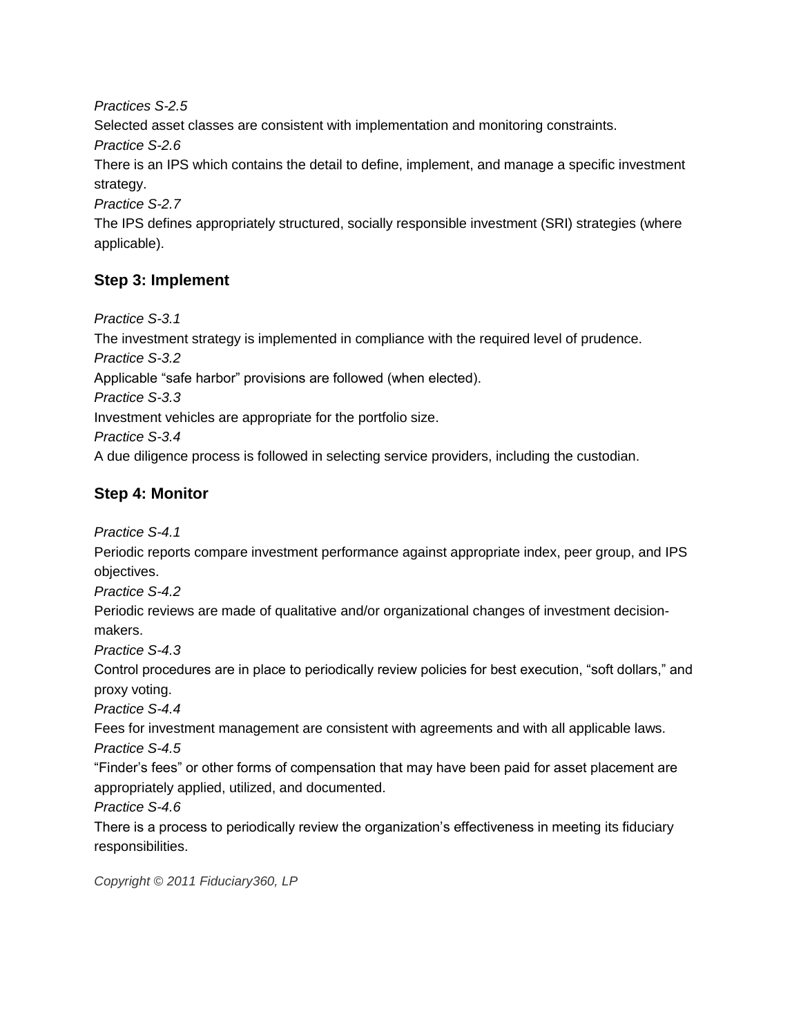*Practices S-2.5*

Selected asset classes are consistent with implementation and monitoring constraints.

*Practice S-2.6*

There is an IPS which contains the detail to define, implement, and manage a specific investment strategy.

*Practice S-2.7*

The IPS defines appropriately structured, socially responsible investment (SRI) strategies (where applicable).

### Step 3: Implement

*Practice S-3.1*

The investment strategy is implemented in compliance with the required level of prudence.

*Practice S-3.2*

Applicable “safe harbor” provisions are followed (when elected).

*Practice S-3.3*

Investment vehicles are appropriate for the portfolio size.

*Practice S-3.4*

A due diligence process is followed in selecting service providers, including the custodian.

### Step 4: Monitor

*Practice S-4.1*

Periodic reports compare investment performance against appropriate index, peer group, and IPS objectives.

*Practice S-4.2*

Periodic reviews are made of qualitative and/or organizational changes of investment decision-makers.

*Practice S-4.3*

Control procedures are in place to periodically review policies for best execution, “soft dollars,” and proxy voting.

*Practice S-4.4*

Fees for investment management are consistent with agreements and with all applicable laws.

*Practice S-4.5*

“Finder’s fees” or other forms of compensation that may have been paid for asset placement are appropriately applied, utilized, and documented.

*Practice S-4.6*

There is a process to periodically review the organization’s effectiveness in meeting its fiduciary responsibilities.

*Copyright © 2011 Fiduciary360, LP*